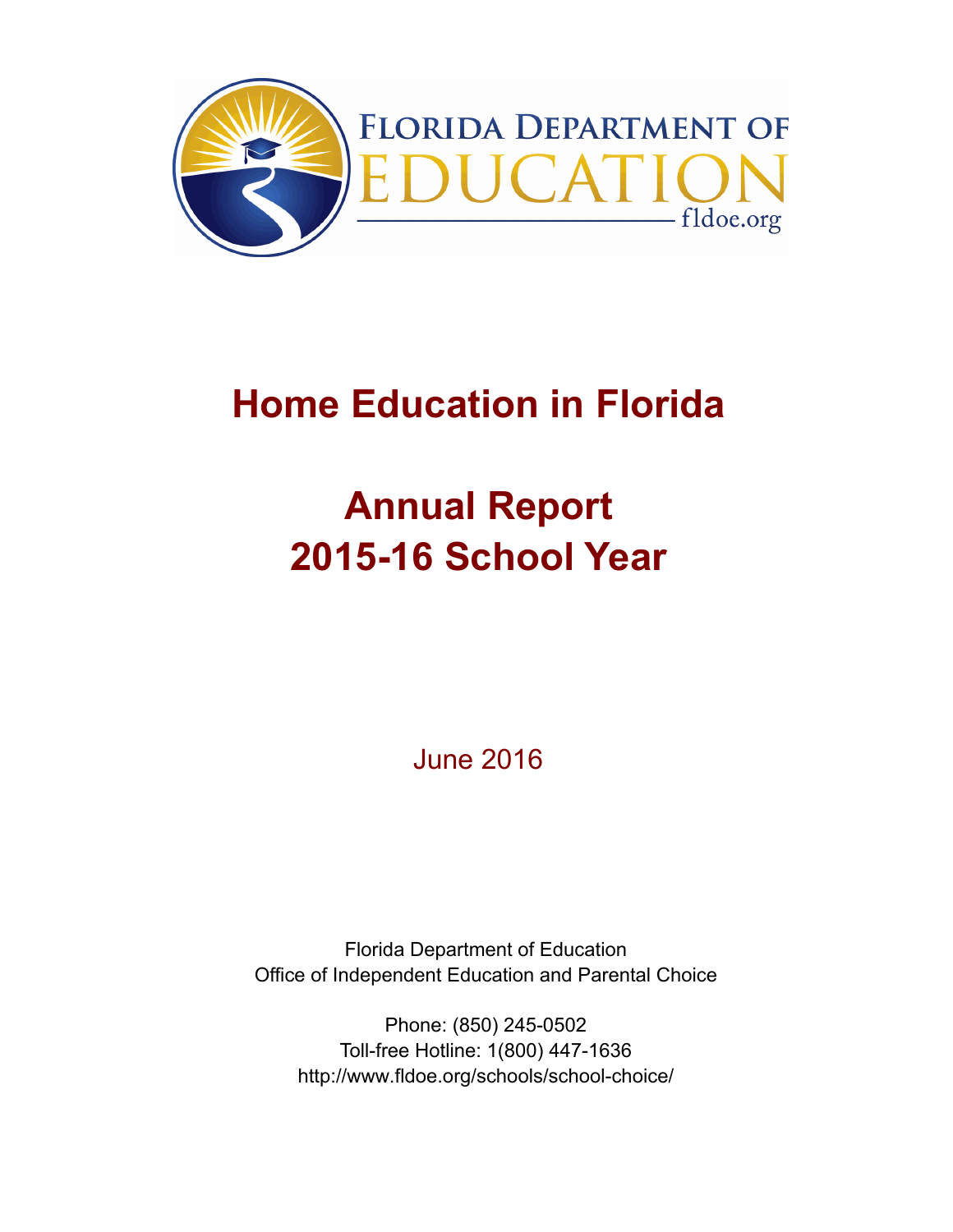Florida Department of Education

fldoe.org

# Home Education in Florida

# Annual Report
# 2015-16 School Year

June 2016

Florida Department of Education
Office of Independent Education and Parental Choice

Phone: (850) 245-0502
Toll-free Hotline: 1(800) 447-1636
http://www.fldoe.org/schools/school-choice/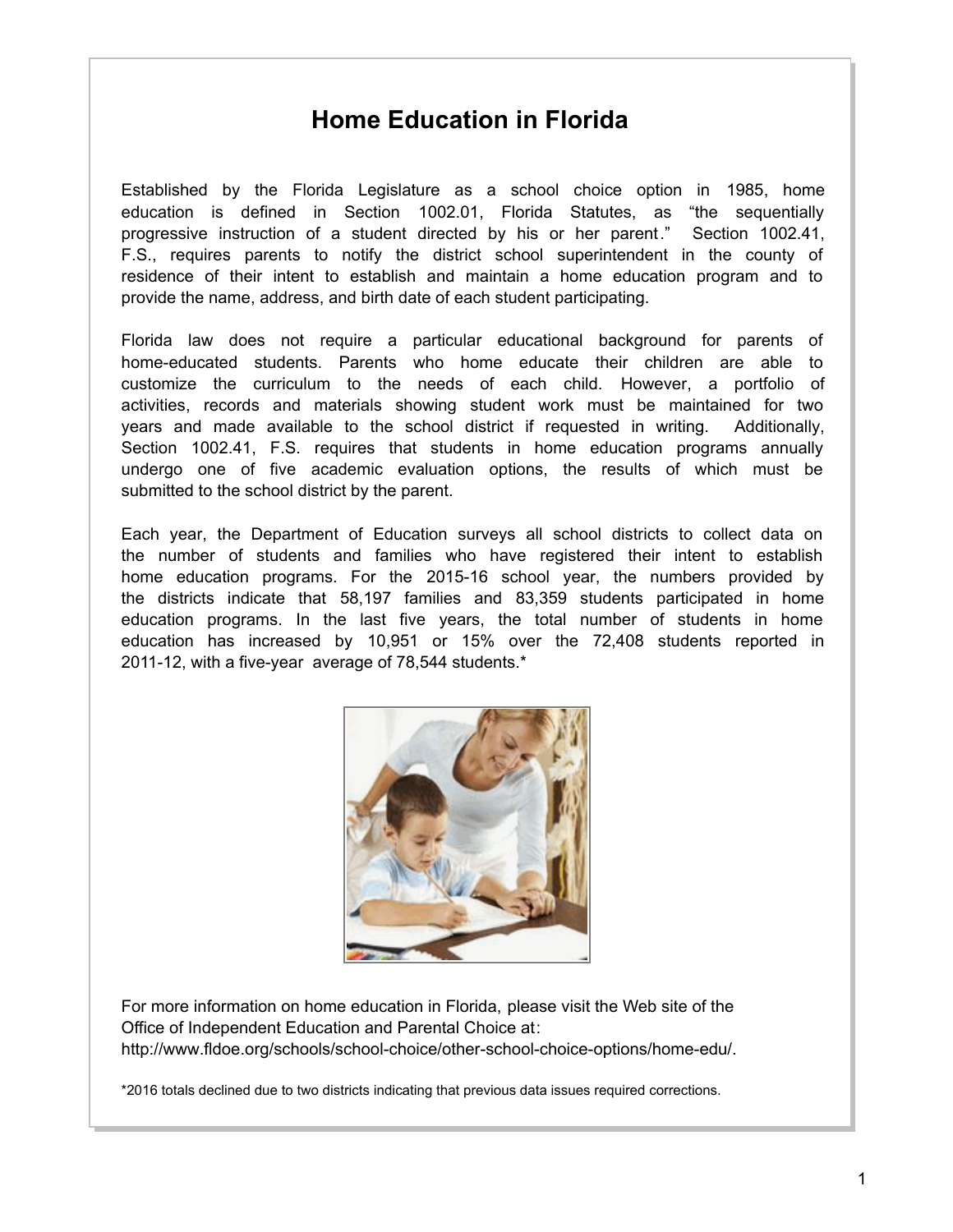# Home Education in Florida

Established by the Florida Legislature as a school choice option in 1985, home education is defined in Section 1002.01, Florida Statutes, as "the sequentially progressive instruction of a student directed by his or her parent." Section 1002.41, F.S., requires parents to notify the district school superintendent in the county of residence of their intent to establish and maintain a home education program and to provide the name, address, and birth date of each student participating.

Florida law does not require a particular educational background for parents of home-educated students. Parents who home educate their children are able to customize the curriculum to the needs of each child. However, a portfolio of activities, records and materials showing student work must be maintained for two years and made available to the school district if requested in writing. Additionally, Section 1002.41, F.S. requires that students in home education programs annually undergo one of five academic evaluation options, the results of which must be submitted to the school district by the parent.

Each year, the Department of Education surveys all school districts to collect data on the number of students and families who have registered their intent to establish home education programs. For the 2015-16 school year, the numbers provided by the districts indicate that 58,197 families and 83,359 students participated in home education programs. In the last five years, the total number of students in home education has increased by 10,951 or 15% over the 72,408 students reported in 2011-12, with a five-year average of 78,544 students.*

For more information on home education in Florida, please visit the Web site of the Office of Independent Education and Parental Choice at: http://www.fldoe.org/schools/school-choice/other-school-choice-options/home-edu/.

*2016 totals declined due to two districts indicating that previous data issues required corrections.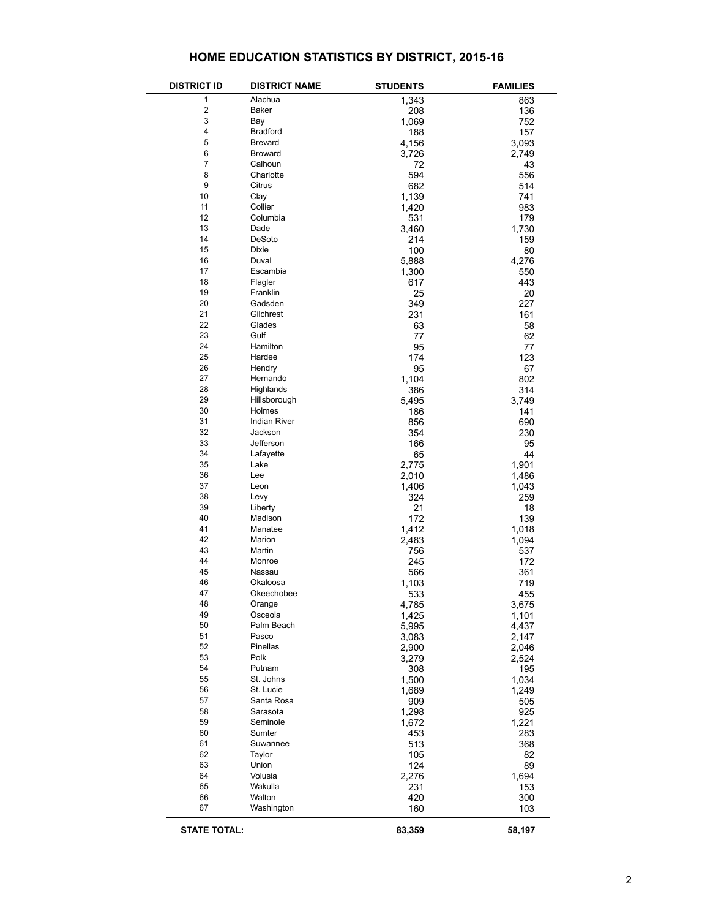# HOME EDUCATION STATISTICS BY DISTRICT, 2015-16

| DISTRICT ID | DISTRICT NAME | STUDENTS | FAMILIES |
|---|---|---|---|
| 1 | Alachua | 1,343 | 863 |
| 2 | Baker | 208 | 136 |
| 3 | Bay | 1,069 | 752 |
| 4 | Bradford | 188 | 157 |
| 5 | Brevard | 4,156 | 3,093 |
| 6 | Broward | 3,726 | 2,749 |
| 7 | Calhoun | 72 | 43 |
| 8 | Charlotte | 594 | 556 |
| 9 | Citrus | 682 | 514 |
| 10 | Clay | 1,139 | 741 |
| 11 | Collier | 1,420 | 983 |
| 12 | Columbia | 531 | 179 |
| 13 | Dade | 3,460 | 1,730 |
| 14 | DeSoto | 214 | 159 |
| 15 | Dixie | 100 | 80 |
| 16 | Duval | 5,888 | 4,276 |
| 17 | Escambia | 1,300 | 550 |
| 18 | Flagler | 617 | 443 |
| 19 | Franklin | 25 | 20 |
| 20 | Gadsden | 349 | 227 |
| 21 | Gilchrest | 231 | 161 |
| 22 | Glades | 63 | 58 |
| 23 | Gulf | 77 | 62 |
| 24 | Hamilton | 95 | 77 |
| 25 | Hardee | 174 | 123 |
| 26 | Hendry | 95 | 67 |
| 27 | Hernando | 1,104 | 802 |
| 28 | Highlands | 386 | 314 |
| 29 | Hillsborough | 5,495 | 3,749 |
| 30 | Holmes | 186 | 141 |
| 31 | Indian River | 856 | 690 |
| 32 | Jackson | 354 | 230 |
| 33 | Jefferson | 166 | 95 |
| 34 | Lafayette | 65 | 44 |
| 35 | Lake | 2,775 | 1,901 |
| 36 | Lee | 2,010 | 1,486 |
| 37 | Leon | 1,406 | 1,043 |
| 38 | Levy | 324 | 259 |
| 39 | Liberty | 21 | 18 |
| 40 | Madison | 172 | 139 |
| 41 | Manatee | 1,412 | 1,018 |
| 42 | Marion | 2,483 | 1,094 |
| 43 | Martin | 756 | 537 |
| 44 | Monroe | 245 | 172 |
| 45 | Nassau | 566 | 361 |
| 46 | Okaloosa | 1,103 | 719 |
| 47 | Okeechobee | 533 | 455 |
| 48 | Orange | 4,785 | 3,675 |
| 49 | Osceola | 1,425 | 1,101 |
| 50 | Palm Beach | 5,995 | 4,437 |
| 51 | Pasco | 3,083 | 2,147 |
| 52 | Pinellas | 2,900 | 2,046 |
| 53 | Polk | 3,279 | 2,524 |
| 54 | Putnam | 308 | 195 |
| 55 | St. Johns | 1,500 | 1,034 |
| 56 | St. Lucie | 1,689 | 1,249 |
| 57 | Santa Rosa | 909 | 505 |
| 58 | Sarasota | 1,298 | 925 |
| 59 | Seminole | 1,672 | 1,221 |
| 60 | Sumter | 453 | 283 |
| 61 | Suwannee | 513 | 368 |
| 62 | Taylor | 105 | 82 |
| 63 | Union | 124 | 89 |
| 64 | Volusia | 2,276 | 1,694 |
| 65 | Wakulla | 231 | 153 |
| 66 | Walton | 420 | 300 |
| 67 | Washington | 160 | 103 |
| **STATE TOTAL:** | | **83,359** | **58,197** |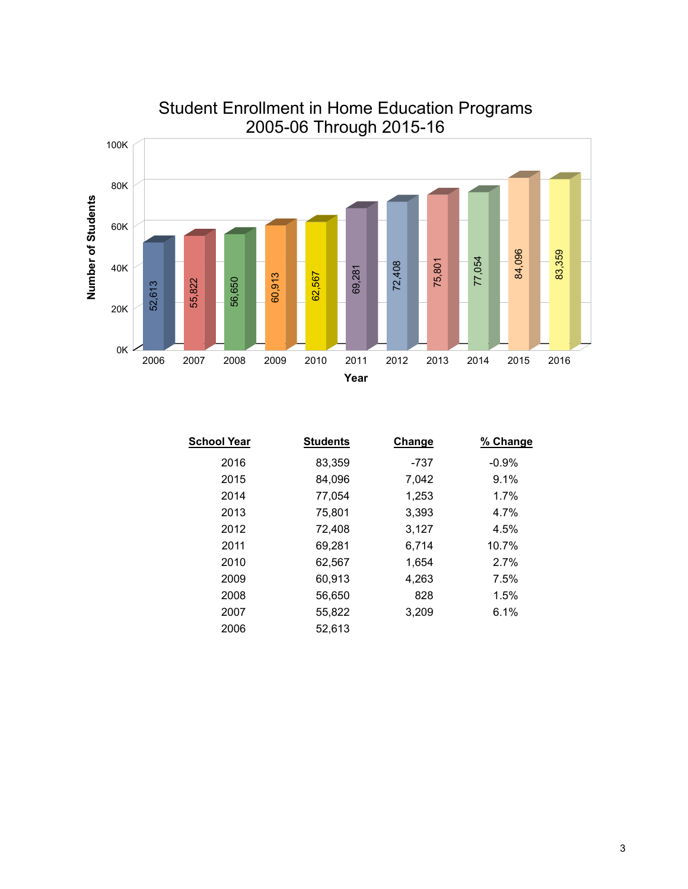## Student Enrollment in Home Education Programs 2005-06 Through 2015-16

| School Year | Students | Change | % Change |
|---|---|---|---|
| 2016 | 83,359 | -737 | -0.9% |
| 2015 | 84,096 | 7,042 | 9.1% |
| 2014 | 77,054 | 1,253 | 1.7% |
| 2013 | 75,801 | 3,393 | 4.7% |
| 2012 | 72,408 | 3,127 | 4.5% |
| 2011 | 69,281 | 6,714 | 10.7% |
| 2010 | 62,567 | 1,654 | 2.7% |
| 2009 | 60,913 | 4,263 | 7.5% |
| 2008 | 56,650 | 828 | 1.5% |
| 2007 | 55,822 | 3,209 | 6.1% |
| 2006 | 52,613 | | |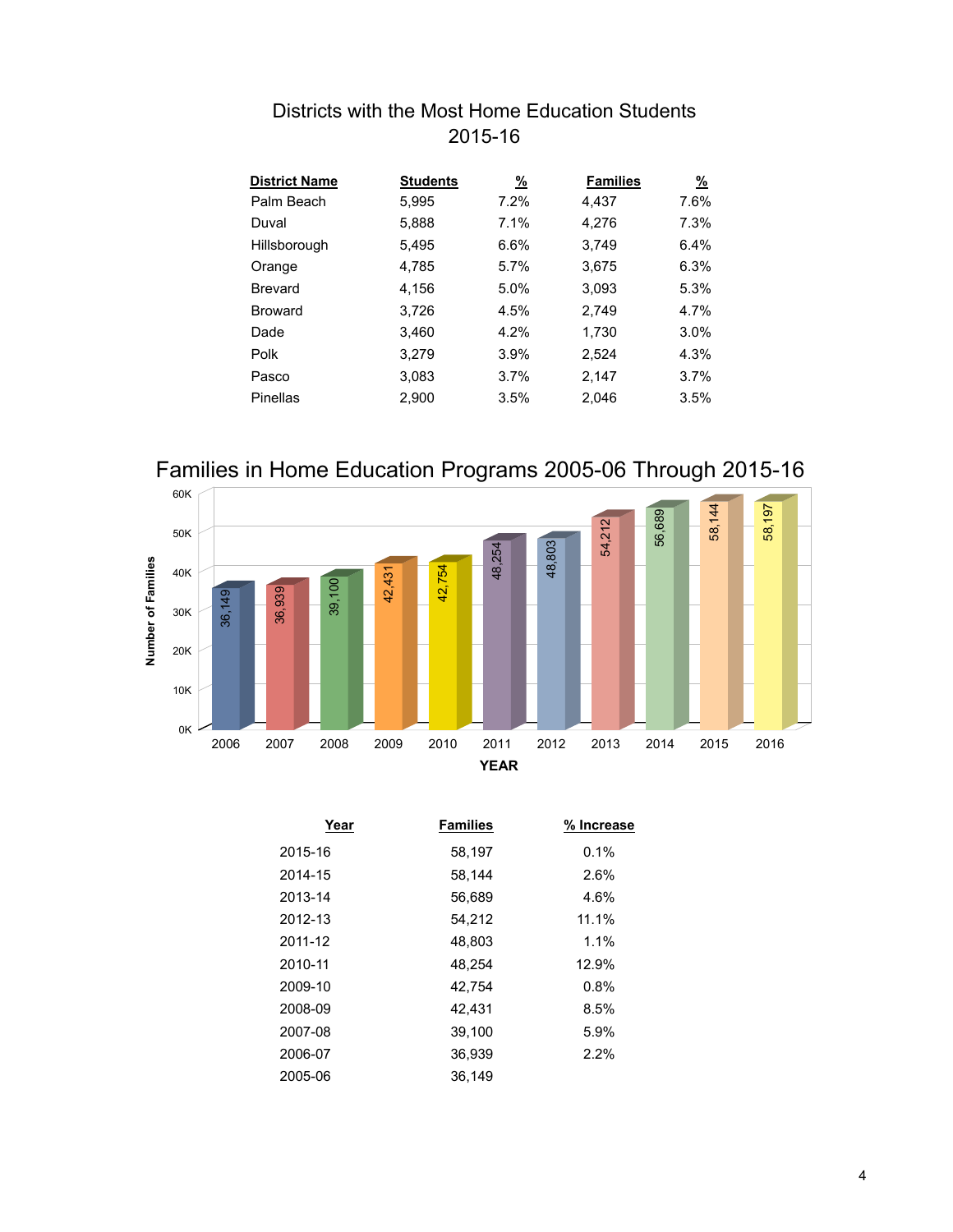# Districts with the Most Home Education Students 2015-16

| District Name | Students | % | Families | % |
|---|---|---|---|---|
| Palm Beach | 5,995 | 7.2% | 4,437 | 7.6% |
| Duval | 5,888 | 7.1% | 4,276 | 7.3% |
| Hillsborough | 5,495 | 6.6% | 3,749 | 6.4% |
| Orange | 4,785 | 5.7% | 3,675 | 6.3% |
| Brevard | 4,156 | 5.0% | 3,093 | 5.3% |
| Broward | 3,726 | 4.5% | 2,749 | 4.7% |
| Dade | 3,460 | 4.2% | 1,730 | 3.0% |
| Polk | 3,279 | 3.9% | 2,524 | 4.3% |
| Pasco | 3,083 | 3.7% | 2,147 | 3.7% |
| Pinellas | 2,900 | 3.5% | 2,046 | 3.5% |

## Families in Home Education Programs 2005-06 Through 2015-16

Number of Families

60K
50K
40K
30K
20K
10K
0K

36,149
36,939
39,100
42,431
42,754
48,254
48,803
54,212
56,689
58,144
58,197

2006 2007 2008 2009 2010 2011 2012 2013 2014 2015 2016

YEAR

| Year | Families | % Increase |
|---|---|---|
| 2015-16 | 58,197 | 0.1% |
| 2014-15 | 58,144 | 2.6% |
| 2013-14 | 56,689 | 4.6% |
| 2012-13 | 54,212 | 11.1% |
| 2011-12 | 48,803 | 1.1% |
| 2010-11 | 48,254 | 12.9% |
| 2009-10 | 42,754 | 0.8% |
| 2008-09 | 42,431 | 8.5% |
| 2007-08 | 39,100 | 5.9% |
| 2006-07 | 36,939 | 2.2% |
| 2005-06 | 36,149 | |